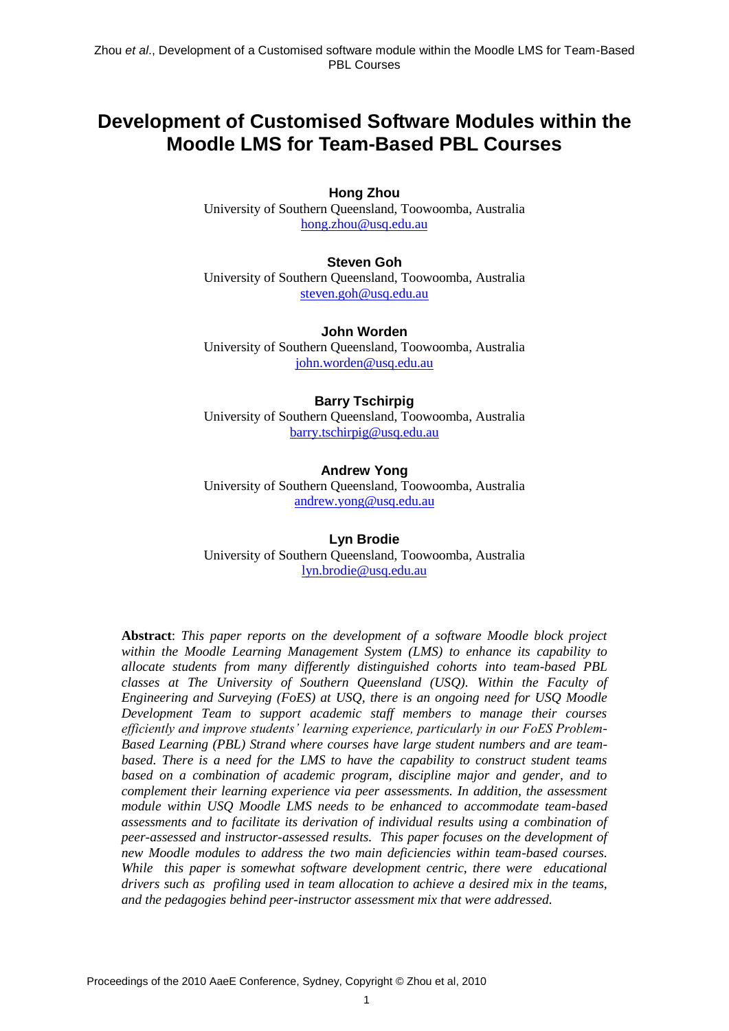# Development of Customised Software Modules within the Moodle LMS for Team-Based PBL Courses

**Hong Zhou**
University of Southern Queensland, Toowoomba, Australia
hong.zhou@usq.edu.au

**Steven Goh**
University of Southern Queensland, Toowoomba, Australia
steven.goh@usq.edu.au

**John Worden**
University of Southern Queensland, Toowoomba, Australia
john.worden@usq.edu.au

**Barry Tschirpig**
University of Southern Queensland, Toowoomba, Australia
barry.tschirpig@usq.edu.au

**Andrew Yong**
University of Southern Queensland, Toowoomba, Australia
andrew.yong@usq.edu.au

**Lyn Brodie**
University of Southern Queensland, Toowoomba, Australia
lyn.brodie@usq.edu.au

**Abstract**: *This paper reports on the development of a software Moodle block project within the Moodle Learning Management System (LMS) to enhance its capability to allocate students from many differently distinguished cohorts into team-based PBL classes at The University of Southern Queensland (USQ). Within the Faculty of Engineering and Surveying (FoES) at USQ, there is an ongoing need for USQ Moodle Development Team to support academic staff members to manage their courses efficiently and improve students' learning experience, particularly in our FoES Problem-Based Learning (PBL) Strand where courses have large student numbers and are team-based. There is a need for the LMS to have the capability to construct student teams based on a combination of academic program, discipline major and gender, and to complement their learning experience via peer assessments. In addition, the assessment module within USQ Moodle LMS needs to be enhanced to accommodate team-based assessments and to facilitate its derivation of individual results using a combination of peer-assessed and instructor-assessed results. This paper focuses on the development of new Moodle modules to address the two main deficiencies within team-based courses. While this paper is somewhat software development centric, there were educational drivers such as profiling used in team allocation to achieve a desired mix in the teams, and the pedagogies behind peer-instructor assessment mix that were addressed.*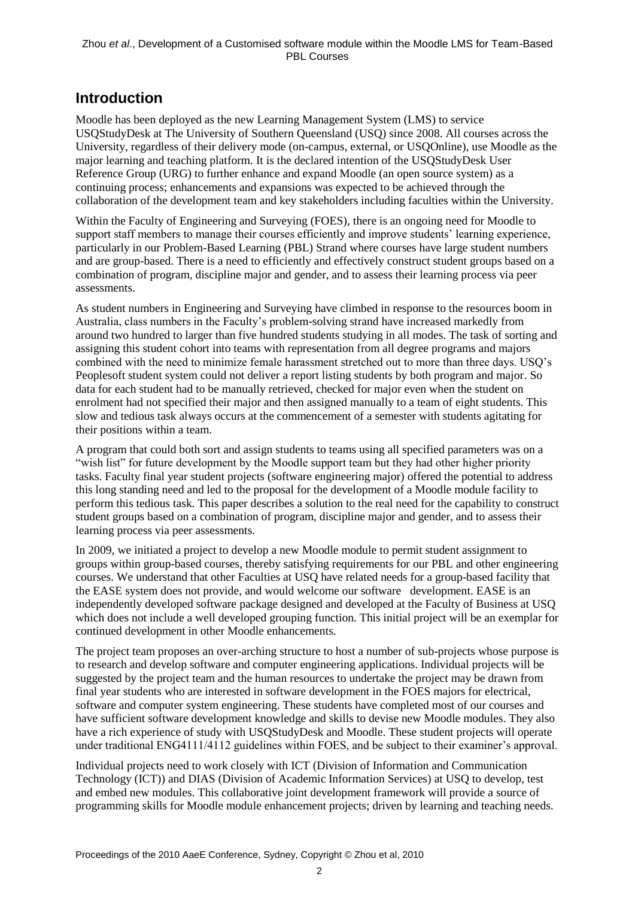## Introduction

Moodle has been deployed as the new Learning Management System (LMS) to service USQStudyDesk at The University of Southern Queensland (USQ) since 2008. All courses across the University, regardless of their delivery mode (on-campus, external, or USQOnline), use Moodle as the major learning and teaching platform. It is the declared intention of the USQStudyDesk User Reference Group (URG) to further enhance and expand Moodle (an open source system) as a continuing process; enhancements and expansions was expected to be achieved through the collaboration of the development team and key stakeholders including faculties within the University.

Within the Faculty of Engineering and Surveying (FOES), there is an ongoing need for Moodle to support staff members to manage their courses efficiently and improve students' learning experience, particularly in our Problem-Based Learning (PBL) Strand where courses have large student numbers and are group-based. There is a need to efficiently and effectively construct student groups based on a combination of program, discipline major and gender, and to assess their learning process via peer assessments.

As student numbers in Engineering and Surveying have climbed in response to the resources boom in Australia, class numbers in the Faculty's problem-solving strand have increased markedly from around two hundred to larger than five hundred students studying in all modes. The task of sorting and assigning this student cohort into teams with representation from all degree programs and majors combined with the need to minimize female harassment stretched out to more than three days. USQ's Peoplesoft student system could not deliver a report listing students by both program and major. So data for each student had to be manually retrieved, checked for major even when the student on enrolment had not specified their major and then assigned manually to a team of eight students. This slow and tedious task always occurs at the commencement of a semester with students agitating for their positions within a team.

A program that could both sort and assign students to teams using all specified parameters was on a "wish list" for future development by the Moodle support team but they had other higher priority tasks. Faculty final year student projects (software engineering major) offered the potential to address this long standing need and led to the proposal for the development of a Moodle module facility to perform this tedious task. This paper describes a solution to the real need for the capability to construct student groups based on a combination of program, discipline major and gender, and to assess their learning process via peer assessments.

In 2009, we initiated a project to develop a new Moodle module to permit student assignment to groups within group-based courses, thereby satisfying requirements for our PBL and other engineering courses. We understand that other Faculties at USQ have related needs for a group-based facility that the EASE system does not provide, and would welcome our software development. EASE is an independently developed software package designed and developed at the Faculty of Business at USQ which does not include a well developed grouping function. This initial project will be an exemplar for continued development in other Moodle enhancements.

The project team proposes an over-arching structure to host a number of sub-projects whose purpose is to research and develop software and computer engineering applications. Individual projects will be suggested by the project team and the human resources to undertake the project may be drawn from final year students who are interested in software development in the FOES majors for electrical, software and computer system engineering. These students have completed most of our courses and have sufficient software development knowledge and skills to devise new Moodle modules. They also have a rich experience of study with USQStudyDesk and Moodle. These student projects will operate under traditional ENG4111/4112 guidelines within FOES, and be subject to their examiner's approval.

Individual projects need to work closely with ICT (Division of Information and Communication Technology (ICT)) and DIAS (Division of Academic Information Services) at USQ to develop, test and embed new modules. This collaborative joint development framework will provide a source of programming skills for Moodle module enhancement projects; driven by learning and teaching needs.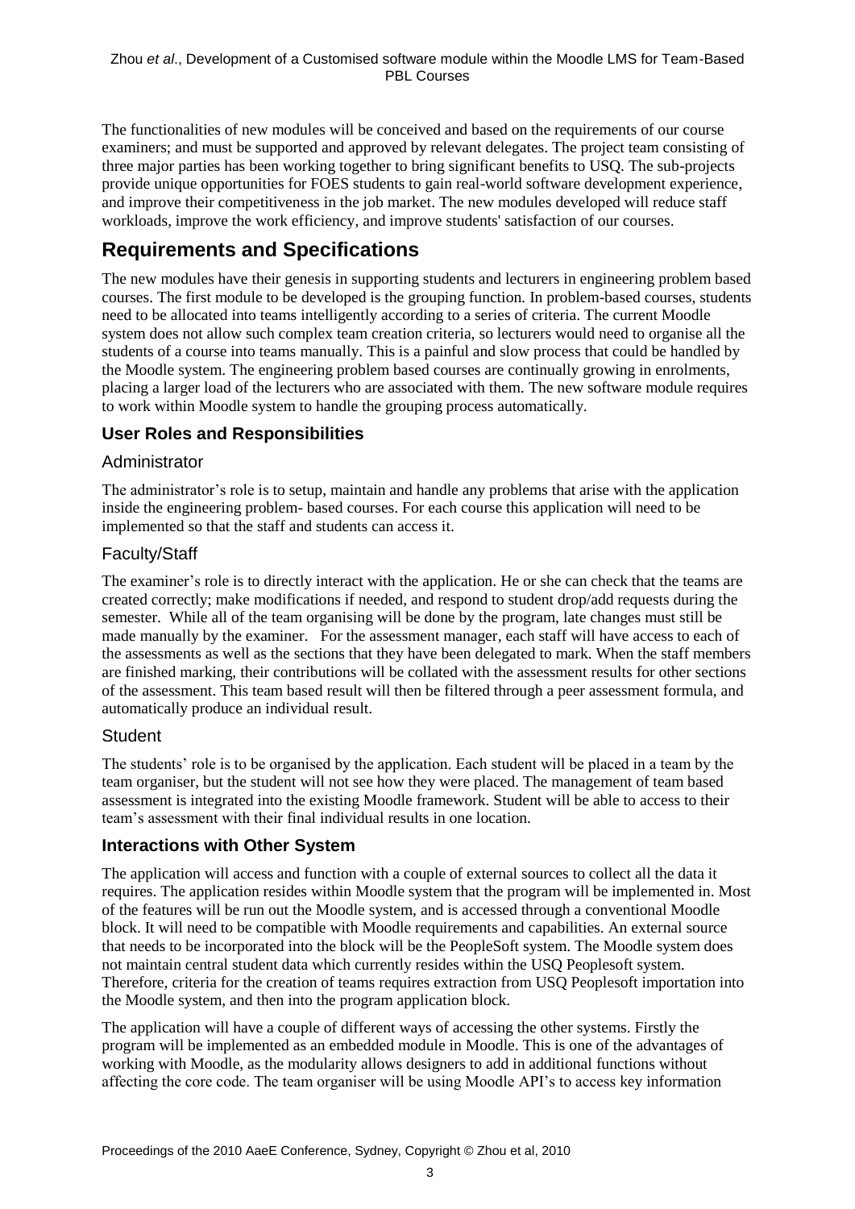The functionalities of new modules will be conceived and based on the requirements of our course examiners; and must be supported and approved by relevant delegates. The project team consisting of three major parties has been working together to bring significant benefits to USQ. The sub-projects provide unique opportunities for FOES students to gain real-world software development experience, and improve their competitiveness in the job market. The new modules developed will reduce staff workloads, improve the work efficiency, and improve students' satisfaction of our courses.

## Requirements and Specifications

The new modules have their genesis in supporting students and lecturers in engineering problem based courses. The first module to be developed is the grouping function. In problem-based courses, students need to be allocated into teams intelligently according to a series of criteria. The current Moodle system does not allow such complex team creation criteria, so lecturers would need to organise all the students of a course into teams manually. This is a painful and slow process that could be handled by the Moodle system. The engineering problem based courses are continually growing in enrolments, placing a larger load of the lecturers who are associated with them. The new software module requires to work within Moodle system to handle the grouping process automatically.

### User Roles and Responsibilities

#### Administrator

The administrator's role is to setup, maintain and handle any problems that arise with the application inside the engineering problem- based courses. For each course this application will need to be implemented so that the staff and students can access it.

#### Faculty/Staff

The examiner's role is to directly interact with the application. He or she can check that the teams are created correctly; make modifications if needed, and respond to student drop/add requests during the semester. While all of the team organising will be done by the program, late changes must still be made manually by the examiner. For the assessment manager, each staff will have access to each of the assessments as well as the sections that they have been delegated to mark. When the staff members are finished marking, their contributions will be collated with the assessment results for other sections of the assessment. This team based result will then be filtered through a peer assessment formula, and automatically produce an individual result.

#### Student

The students' role is to be organised by the application. Each student will be placed in a team by the team organiser, but the student will not see how they were placed. The management of team based assessment is integrated into the existing Moodle framework. Student will be able to access to their team's assessment with their final individual results in one location.

### Interactions with Other System

The application will access and function with a couple of external sources to collect all the data it requires. The application resides within Moodle system that the program will be implemented in. Most of the features will be run out the Moodle system, and is accessed through a conventional Moodle block. It will need to be compatible with Moodle requirements and capabilities. An external source that needs to be incorporated into the block will be the PeopleSoft system. The Moodle system does not maintain central student data which currently resides within the USQ Peoplesoft system. Therefore, criteria for the creation of teams requires extraction from USQ Peoplesoft importation into the Moodle system, and then into the program application block.

The application will have a couple of different ways of accessing the other systems. Firstly the program will be implemented as an embedded module in Moodle. This is one of the advantages of working with Moodle, as the modularity allows designers to add in additional functions without affecting the core code. The team organiser will be using Moodle API's to access key information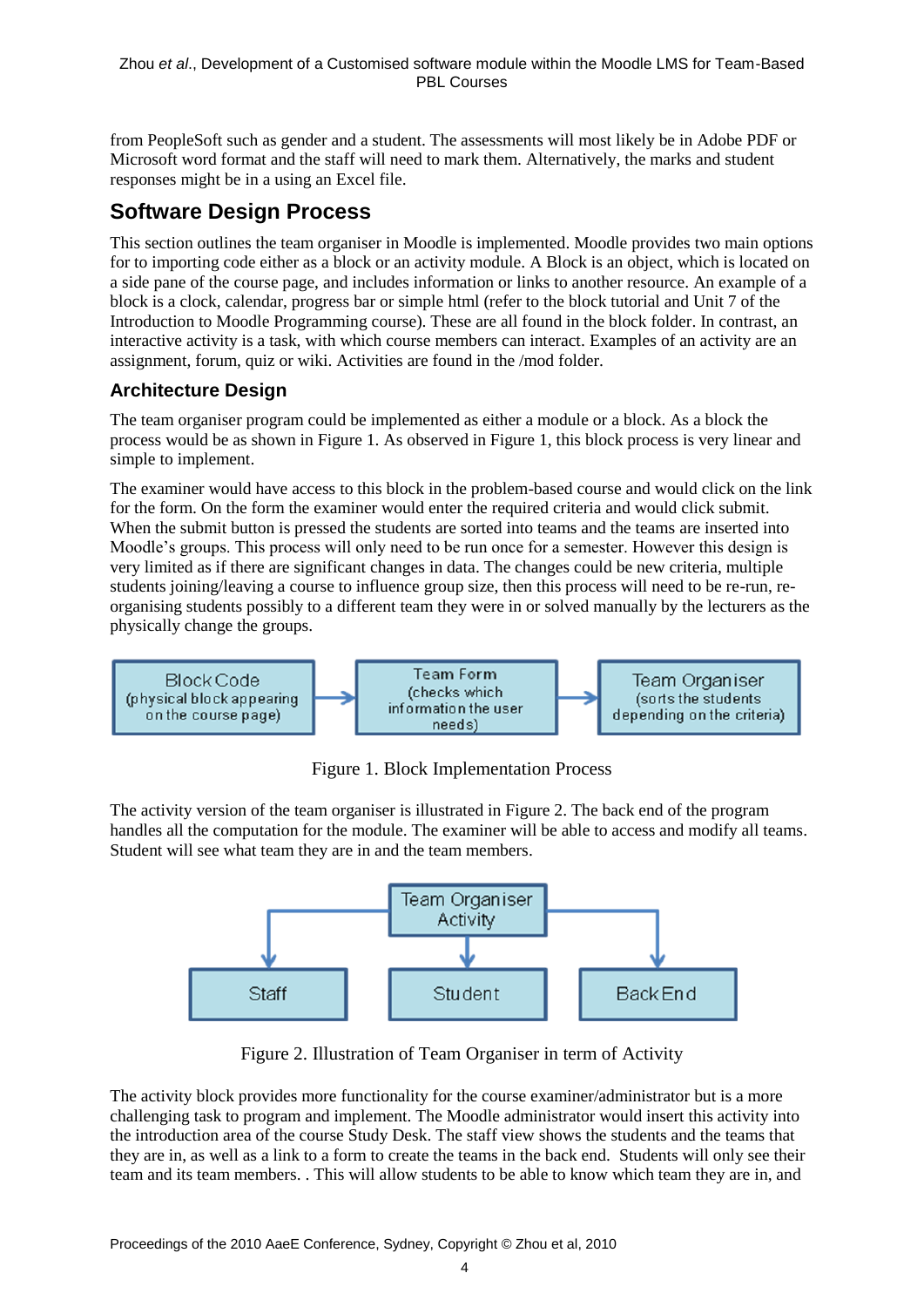from PeopleSoft such as gender and a student. The assessments will most likely be in Adobe PDF or Microsoft word format and the staff will need to mark them. Alternatively, the marks and student responses might be in a using an Excel file.

## Software Design Process

This section outlines the team organiser in Moodle is implemented. Moodle provides two main options for to importing code either as a block or an activity module. A Block is an object, which is located on a side pane of the course page, and includes information or links to another resource. An example of a block is a clock, calendar, progress bar or simple html (refer to the block tutorial and Unit 7 of the Introduction to Moodle Programming course). These are all found in the block folder. In contrast, an interactive activity is a task, with which course members can interact. Examples of an activity are an assignment, forum, quiz or wiki. Activities are found in the /mod folder.

### Architecture Design

The team organiser program could be implemented as either a module or a block. As a block the process would be as shown in Figure 1. As observed in Figure 1, this block process is very linear and simple to implement.

The examiner would have access to this block in the problem-based course and would click on the link for the form. On the form the examiner would enter the required criteria and would click submit. When the submit button is pressed the students are sorted into teams and the teams are inserted into Moodle's groups. This process will only need to be run once for a semester. However this design is very limited as if there are significant changes in data. The changes could be new criteria, multiple students joining/leaving a course to influence group size, then this process will need to be re-run, re-organising students possibly to a different team they were in or solved manually by the lecturers as the physically change the groups.

Block Code (physical block appearing on the course page) → Team Form (checks which information the user needs) → Team Organiser (sorts the students depending on the criteria)

Figure 1. Block Implementation Process

The activity version of the team organiser is illustrated in Figure 2. The back end of the program handles all the computation for the module. The examiner will be able to access and modify all teams. Student will see what team they are in and the team members.

Team Organiser Activity → Staff, Student, Back End

Figure 2. Illustration of Team Organiser in term of Activity

The activity block provides more functionality for the course examiner/administrator but is a more challenging task to program and implement. The Moodle administrator would insert this activity into the introduction area of the course Study Desk. The staff view shows the students and the teams that they are in, as well as a link to a form to create the teams in the back end. Students will only see their team and its team members. . This will allow students to be able to know which team they are in, and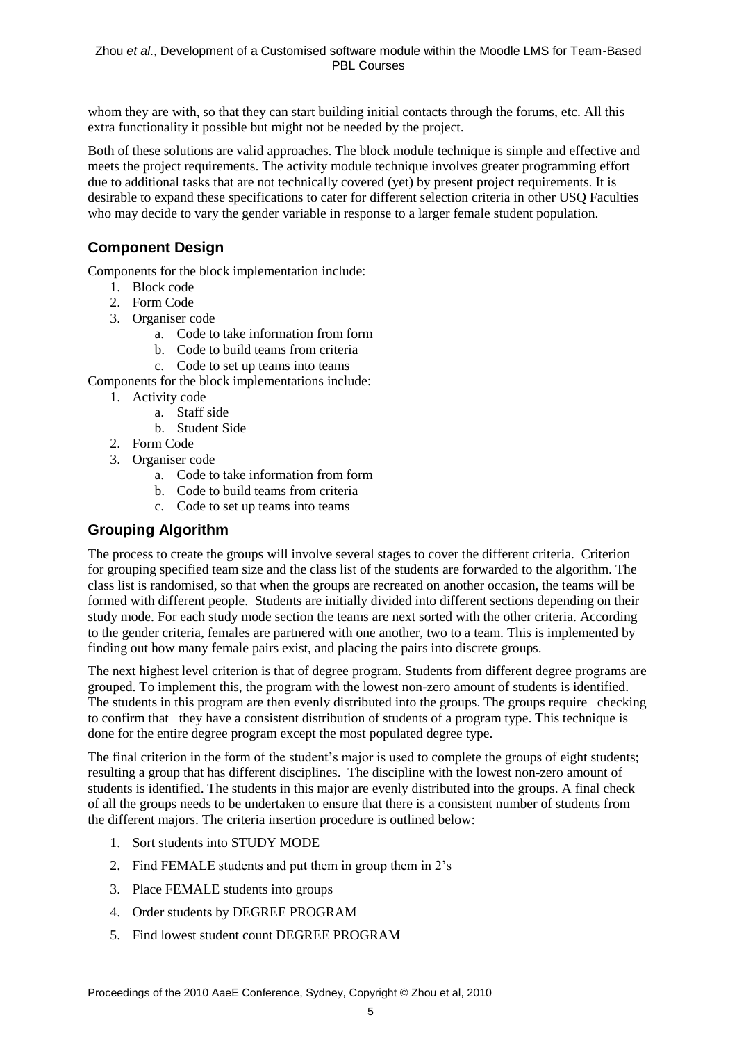whom they are with, so that they can start building initial contacts through the forums, etc. All this extra functionality it possible but might not be needed by the project.

Both of these solutions are valid approaches. The block module technique is simple and effective and meets the project requirements. The activity module technique involves greater programming effort due to additional tasks that are not technically covered (yet) by present project requirements. It is desirable to expand these specifications to cater for different selection criteria in other USQ Faculties who may decide to vary the gender variable in response to a larger female student population.

## Component Design

Components for the block implementation include:

1. Block code
2. Form Code
3. Organiser code
    a. Code to take information from form
    b. Code to build teams from criteria
    c. Code to set up teams into teams

Components for the block implementations include:

1. Activity code
    a. Staff side
    b. Student Side
2. Form Code
3. Organiser code
    a. Code to take information from form
    b. Code to build teams from criteria
    c. Code to set up teams into teams

## Grouping Algorithm

The process to create the groups will involve several stages to cover the different criteria. Criterion for grouping specified team size and the class list of the students are forwarded to the algorithm. The class list is randomised, so that when the groups are recreated on another occasion, the teams will be formed with different people. Students are initially divided into different sections depending on their study mode. For each study mode section the teams are next sorted with the other criteria. According to the gender criteria, females are partnered with one another, two to a team. This is implemented by finding out how many female pairs exist, and placing the pairs into discrete groups.

The next highest level criterion is that of degree program. Students from different degree programs are grouped. To implement this, the program with the lowest non-zero amount of students is identified. The students in this program are then evenly distributed into the groups. The groups require checking to confirm that they have a consistent distribution of students of a program type. This technique is done for the entire degree program except the most populated degree type.

The final criterion in the form of the student's major is used to complete the groups of eight students; resulting a group that has different disciplines. The discipline with the lowest non-zero amount of students is identified. The students in this major are evenly distributed into the groups. A final check of all the groups needs to be undertaken to ensure that there is a consistent number of students from the different majors. The criteria insertion procedure is outlined below:

1. Sort students into STUDY MODE
2. Find FEMALE students and put them in group them in 2's
3. Place FEMALE students into groups
4. Order students by DEGREE PROGRAM
5. Find lowest student count DEGREE PROGRAM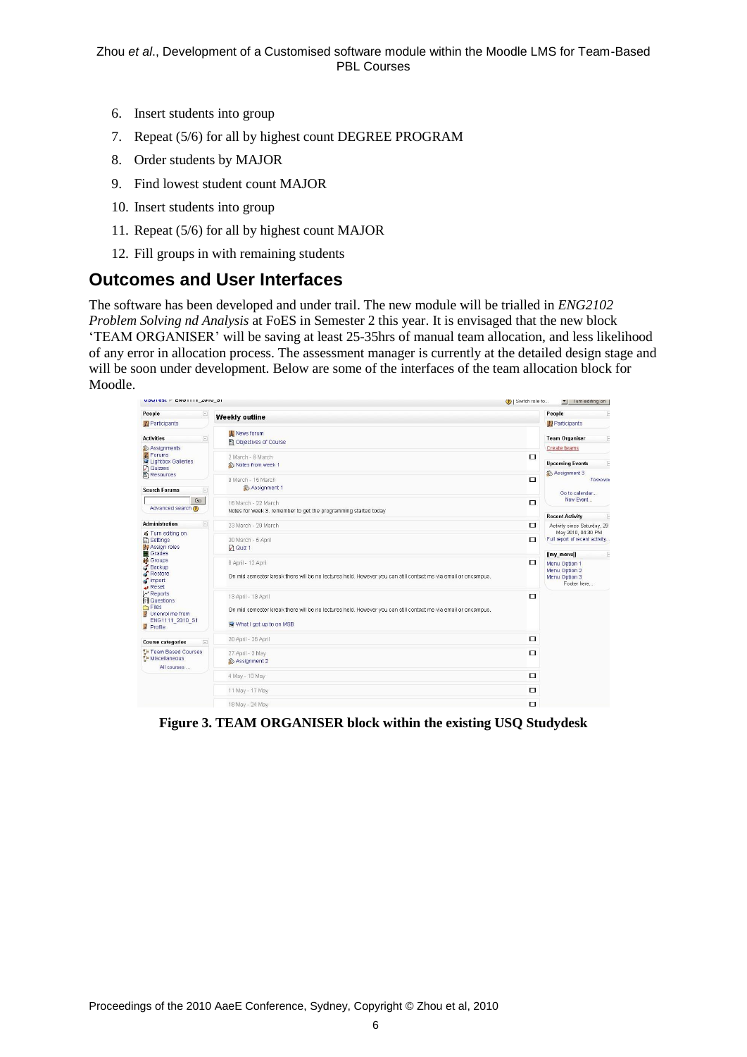6. Insert students into group
7. Repeat (5/6) for all by highest count DEGREE PROGRAM
8. Order students by MAJOR
9. Find lowest student count MAJOR
10. Insert students into group
11. Repeat (5/6) for all by highest count MAJOR
12. Fill groups in with remaining students

## Outcomes and User Interfaces

The software has been developed and under trail. The new module will be trialled in *ENG2102 Problem Solving nd Analysis* at FoES in Semester 2 this year. It is envisaged that the new block 'TEAM ORGANISER' will be saving at least 25-35hrs of manual team allocation, and less likelihood of any error in allocation process. The assessment manager is currently at the detailed design stage and will be soon under development. Below are some of the interfaces of the team allocation block for Moodle.

**Figure 3. TEAM ORGANISER block within the existing USQ Studydesk**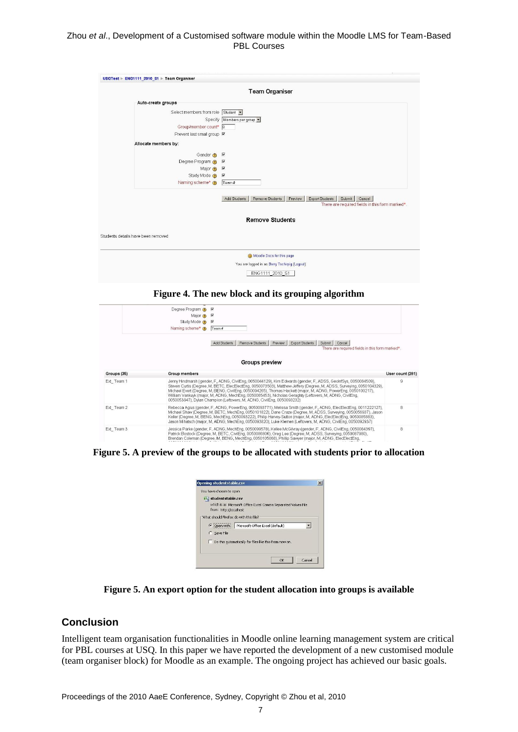Figure 4. The new block and its grouping algorithm

Figure 5. A preview of the groups to be allocated with students prior to allocation

Figure 5. An export option for the student allocation into groups is available

## Conclusion

Intelligent team organisation functionalities in Moodle online learning management system are critical for PBL courses at USQ. In this paper we have reported the development of a new customised module (team organiser block) for Moodle as an example. The ongoing project has achieved our basic goals.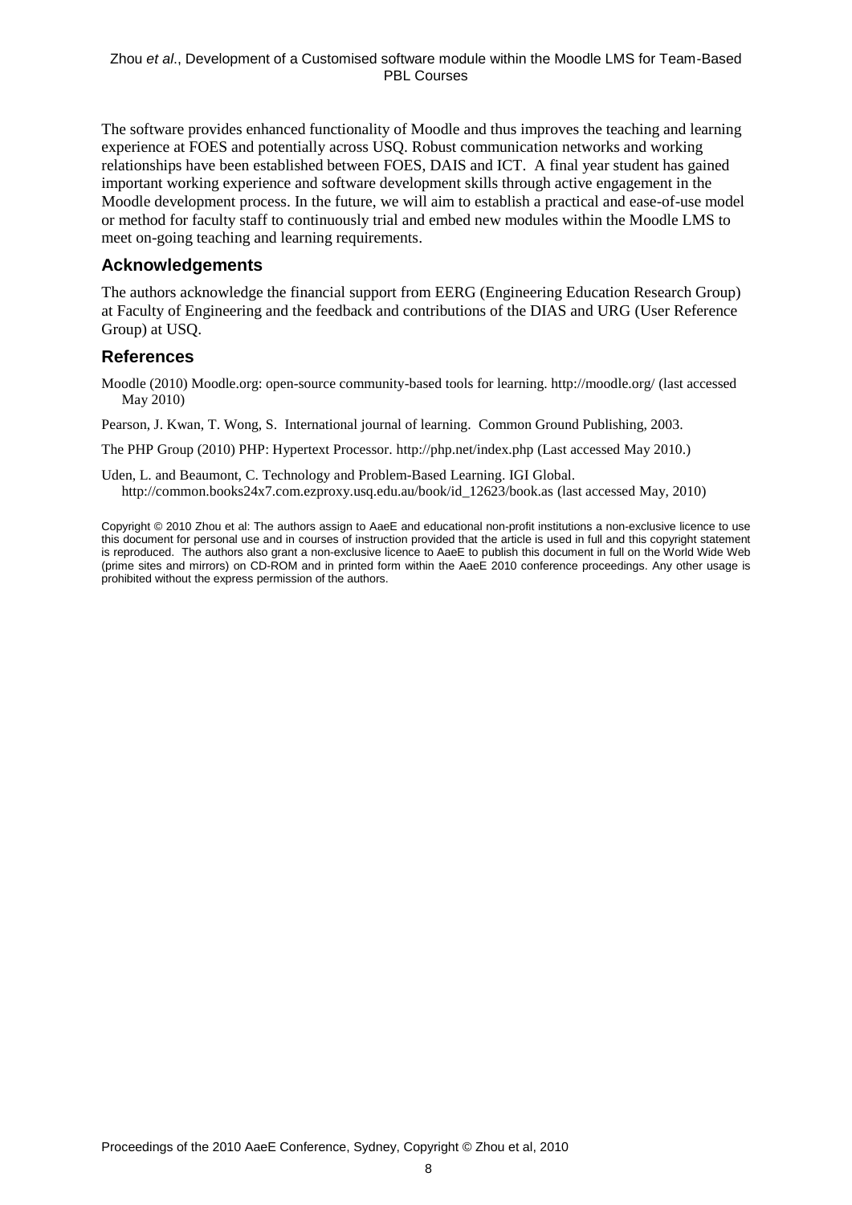The software provides enhanced functionality of Moodle and thus improves the teaching and learning experience at FOES and potentially across USQ. Robust communication networks and working relationships have been established between FOES, DAIS and ICT. A final year student has gained important working experience and software development skills through active engagement in the Moodle development process. In the future, we will aim to establish a practical and ease-of-use model or method for faculty staff to continuously trial and embed new modules within the Moodle LMS to meet on-going teaching and learning requirements.

## Acknowledgements

The authors acknowledge the financial support from EERG (Engineering Education Research Group) at Faculty of Engineering and the feedback and contributions of the DIAS and URG (User Reference Group) at USQ.

## References

Moodle (2010) Moodle.org: open-source community-based tools for learning. http://moodle.org/ (last accessed May 2010)

Pearson, J. Kwan, T. Wong, S. International journal of learning. Common Ground Publishing, 2003.

The PHP Group (2010) PHP: Hypertext Processor. http://php.net/index.php (Last accessed May 2010.)

Uden, L. and Beaumont, C. Technology and Problem-Based Learning. IGI Global. http://common.books24x7.com.ezproxy.usq.edu.au/book/id_12623/book.as (last accessed May, 2010)

Copyright © 2010 Zhou et al: The authors assign to AaeE and educational non-profit institutions a non-exclusive licence to use this document for personal use and in courses of instruction provided that the article is used in full and this copyright statement is reproduced. The authors also grant a non-exclusive licence to AaeE to publish this document in full on the World Wide Web (prime sites and mirrors) on CD-ROM and in printed form within the AaeE 2010 conference proceedings. Any other usage is prohibited without the express permission of the authors.